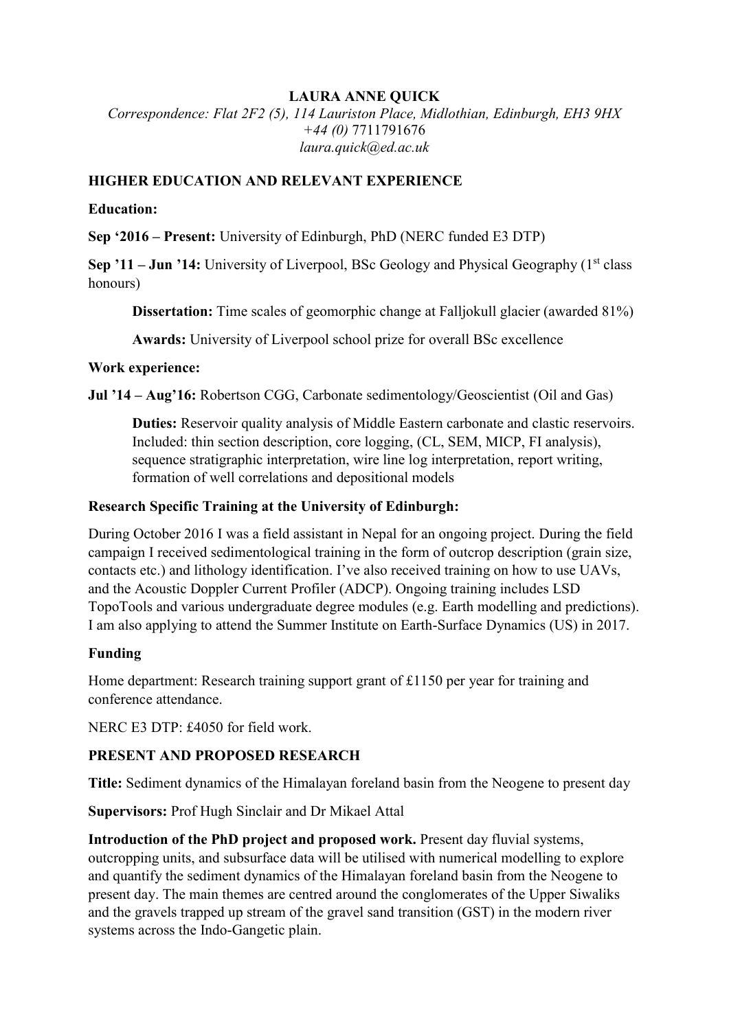**LAURA ANNE QUICK**

*Correspondence: Flat 2F2 (5), 114 Lauriston Place, Midlothian, Edinburgh, EH3 9HX*
*+44 (0)* 7711791676
*laura.quick@ed.ac.uk*

## HIGHER EDUCATION AND RELEVANT EXPERIENCE

### Education:

**Sep '2016 – Present:** University of Edinburgh, PhD (NERC funded E3 DTP)

**Sep '11 – Jun '14:** University of Liverpool, BSc Geology and Physical Geography (1st class honours)

> **Dissertation:** Time scales of geomorphic change at Falljokull glacier (awarded 81%)
>
> **Awards:** University of Liverpool school prize for overall BSc excellence

### Work experience:

**Jul '14 – Aug'16:** Robertson CGG, Carbonate sedimentology/Geoscientist (Oil and Gas)

> **Duties:** Reservoir quality analysis of Middle Eastern carbonate and clastic reservoirs. Included: thin section description, core logging, (CL, SEM, MICP, FI analysis), sequence stratigraphic interpretation, wire line log interpretation, report writing, formation of well correlations and depositional models

### Research Specific Training at the University of Edinburgh:

During October 2016 I was a field assistant in Nepal for an ongoing project. During the field campaign I received sedimentological training in the form of outcrop description (grain size, contacts etc.) and lithology identification. I've also received training on how to use UAVs, and the Acoustic Doppler Current Profiler (ADCP). Ongoing training includes LSD TopoTools and various undergraduate degree modules (e.g. Earth modelling and predictions). I am also applying to attend the Summer Institute on Earth-Surface Dynamics (US) in 2017.

### Funding

Home department: Research training support grant of £1150 per year for training and conference attendance.

NERC E3 DTP: £4050 for field work.

## PRESENT AND PROPOSED RESEARCH

**Title:** Sediment dynamics of the Himalayan foreland basin from the Neogene to present day

**Supervisors:** Prof Hugh Sinclair and Dr Mikael Attal

**Introduction of the PhD project and proposed work.** Present day fluvial systems, outcropping units, and subsurface data will be utilised with numerical modelling to explore and quantify the sediment dynamics of the Himalayan foreland basin from the Neogene to present day. The main themes are centred around the conglomerates of the Upper Siwaliks and the gravels trapped up stream of the gravel sand transition (GST) in the modern river systems across the Indo-Gangetic plain.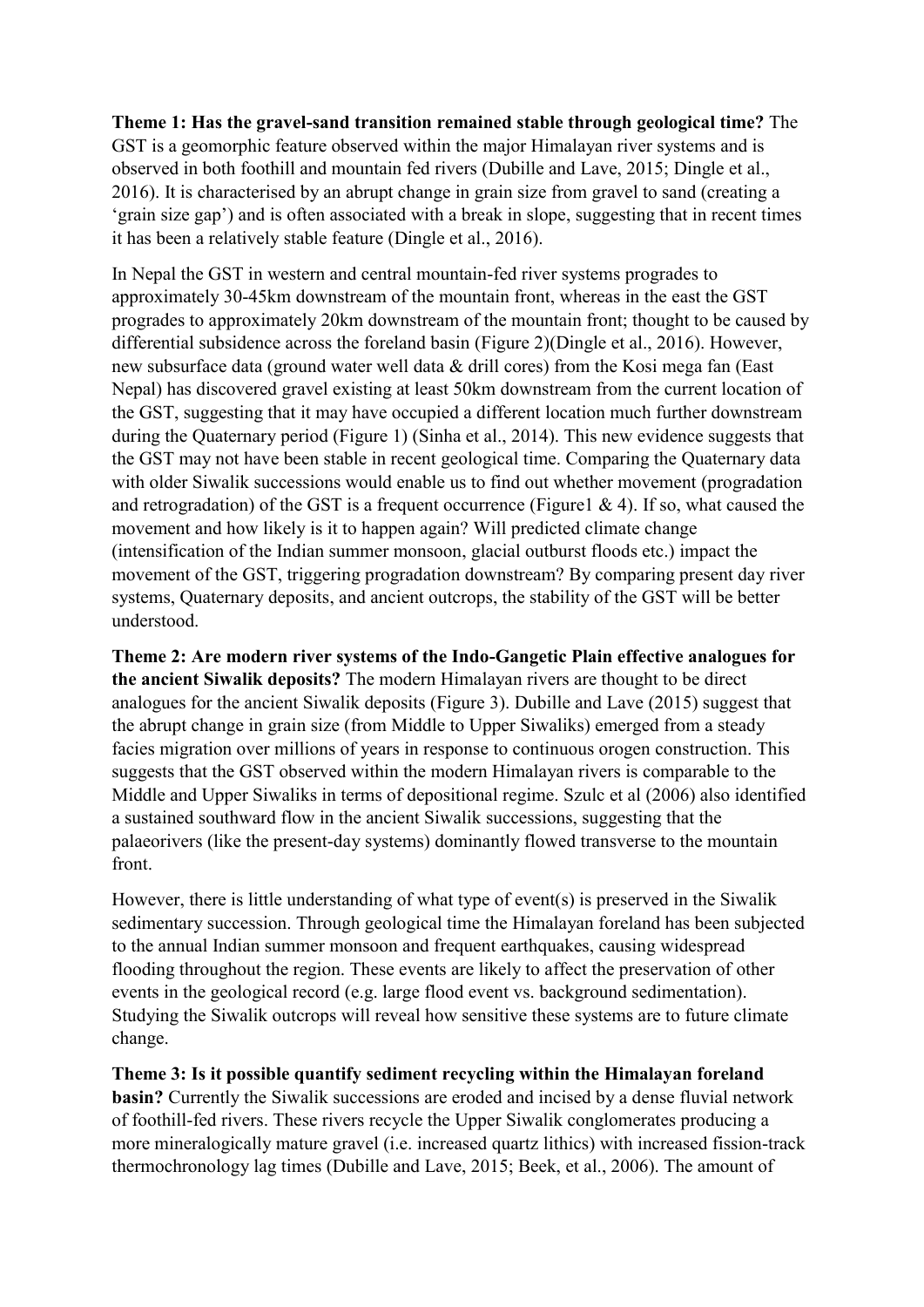**Theme 1: Has the gravel-sand transition remained stable through geological time?** The GST is a geomorphic feature observed within the major Himalayan river systems and is observed in both foothill and mountain fed rivers (Dubille and Lave, 2015; Dingle et al., 2016). It is characterised by an abrupt change in grain size from gravel to sand (creating a 'grain size gap') and is often associated with a break in slope, suggesting that in recent times it has been a relatively stable feature (Dingle et al., 2016).

In Nepal the GST in western and central mountain-fed river systems progrades to approximately 30-45km downstream of the mountain front, whereas in the east the GST progrades to approximately 20km downstream of the mountain front; thought to be caused by differential subsidence across the foreland basin (Figure 2)(Dingle et al., 2016). However, new subsurface data (ground water well data & drill cores) from the Kosi mega fan (East Nepal) has discovered gravel existing at least 50km downstream from the current location of the GST, suggesting that it may have occupied a different location much further downstream during the Quaternary period (Figure 1) (Sinha et al., 2014). This new evidence suggests that the GST may not have been stable in recent geological time. Comparing the Quaternary data with older Siwalik successions would enable us to find out whether movement (progradation and retrogradation) of the GST is a frequent occurrence (Figure1 & 4). If so, what caused the movement and how likely is it to happen again? Will predicted climate change (intensification of the Indian summer monsoon, glacial outburst floods etc.) impact the movement of the GST, triggering progradation downstream? By comparing present day river systems, Quaternary deposits, and ancient outcrops, the stability of the GST will be better understood.

**Theme 2: Are modern river systems of the Indo-Gangetic Plain effective analogues for the ancient Siwalik deposits?** The modern Himalayan rivers are thought to be direct analogues for the ancient Siwalik deposits (Figure 3). Dubille and Lave (2015) suggest that the abrupt change in grain size (from Middle to Upper Siwaliks) emerged from a steady facies migration over millions of years in response to continuous orogen construction. This suggests that the GST observed within the modern Himalayan rivers is comparable to the Middle and Upper Siwaliks in terms of depositional regime. Szulc et al (2006) also identified a sustained southward flow in the ancient Siwalik successions, suggesting that the palaeorivers (like the present-day systems) dominantly flowed transverse to the mountain front.

However, there is little understanding of what type of event(s) is preserved in the Siwalik sedimentary succession. Through geological time the Himalayan foreland has been subjected to the annual Indian summer monsoon and frequent earthquakes, causing widespread flooding throughout the region. These events are likely to affect the preservation of other events in the geological record (e.g. large flood event vs. background sedimentation). Studying the Siwalik outcrops will reveal how sensitive these systems are to future climate change.

**Theme 3: Is it possible quantify sediment recycling within the Himalayan foreland basin?** Currently the Siwalik successions are eroded and incised by a dense fluvial network of foothill-fed rivers. These rivers recycle the Upper Siwalik conglomerates producing a more mineralogically mature gravel (i.e. increased quartz lithics) with increased fission-track thermochronology lag times (Dubille and Lave, 2015; Beek, et al., 2006). The amount of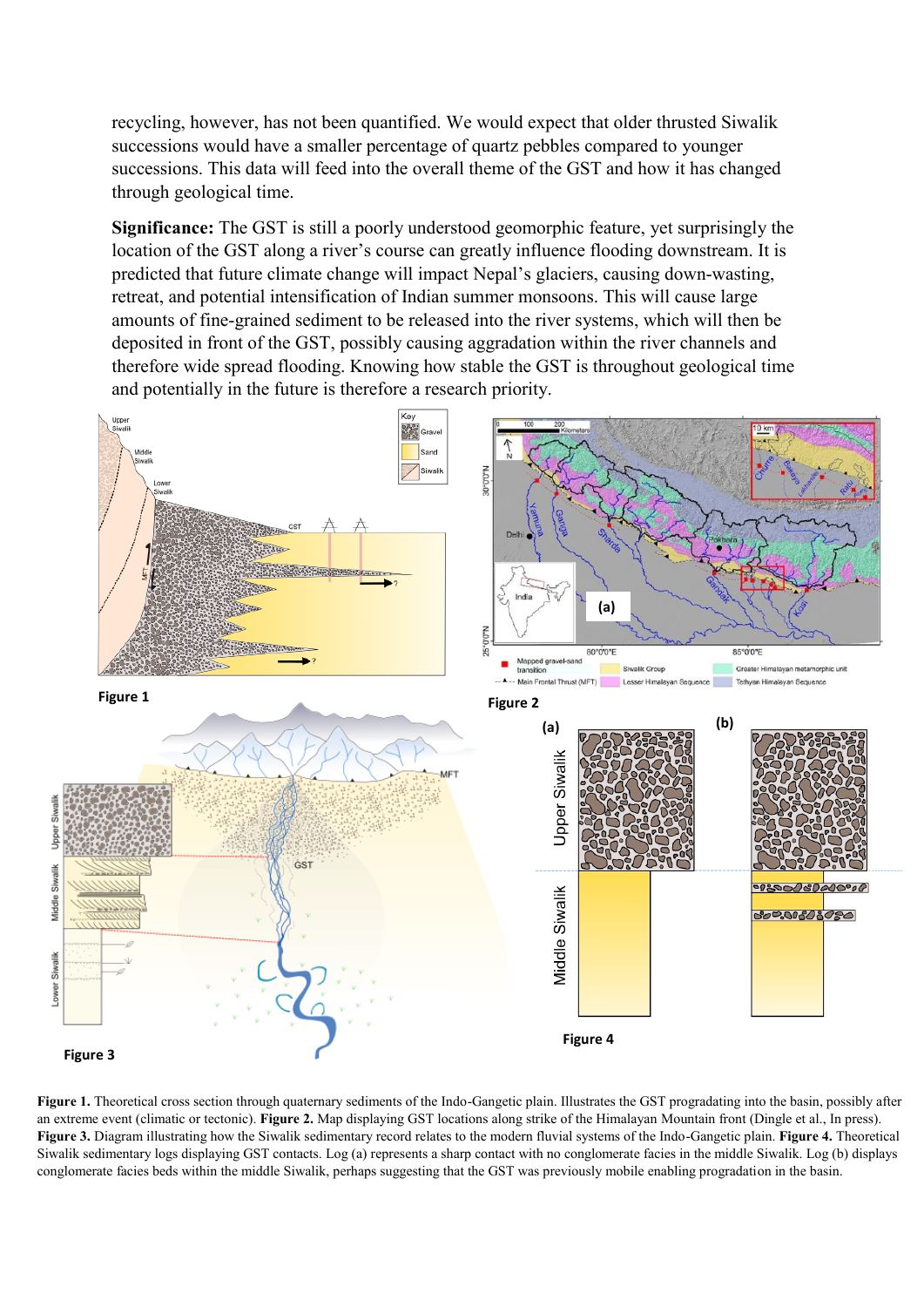recycling, however, has not been quantified. We would expect that older thrusted Siwalik successions would have a smaller percentage of quartz pebbles compared to younger successions. This data will feed into the overall theme of the GST and how it has changed through geological time.

**Significance:** The GST is still a poorly understood geomorphic feature, yet surprisingly the location of the GST along a river's course can greatly influence flooding downstream. It is predicted that future climate change will impact Nepal's glaciers, causing down-wasting, retreat, and potential intensification of Indian summer monsoons. This will cause large amounts of fine-grained sediment to be released into the river systems, which will then be deposited in front of the GST, possibly causing aggradation within the river channels and therefore wide spread flooding. Knowing how stable the GST is throughout geological time and potentially in the future is therefore a research priority.

**Figure 1.** Theoretical cross section through quaternary sediments of the Indo-Gangetic plain. Illustrates the GST prograding into the basin, possibly after an extreme event (climatic or tectonic). **Figure 2.** Map displaying GST locations along strike of the Himalayan Mountain front (Dingle et al., In press). **Figure 3.** Diagram illustrating how the Siwalik sedimentary record relates to the modern fluvial systems of the Indo-Gangetic plain. **Figure 4.** Theoretical Siwalik sedimentary logs displaying GST contacts. Log (a) represents a sharp contact with no conglomerate facies in the middle Siwalik. Log (b) displays conglomerate facies beds within the middle Siwalik, perhaps suggesting that the GST was previously mobile enabling progradation in the basin.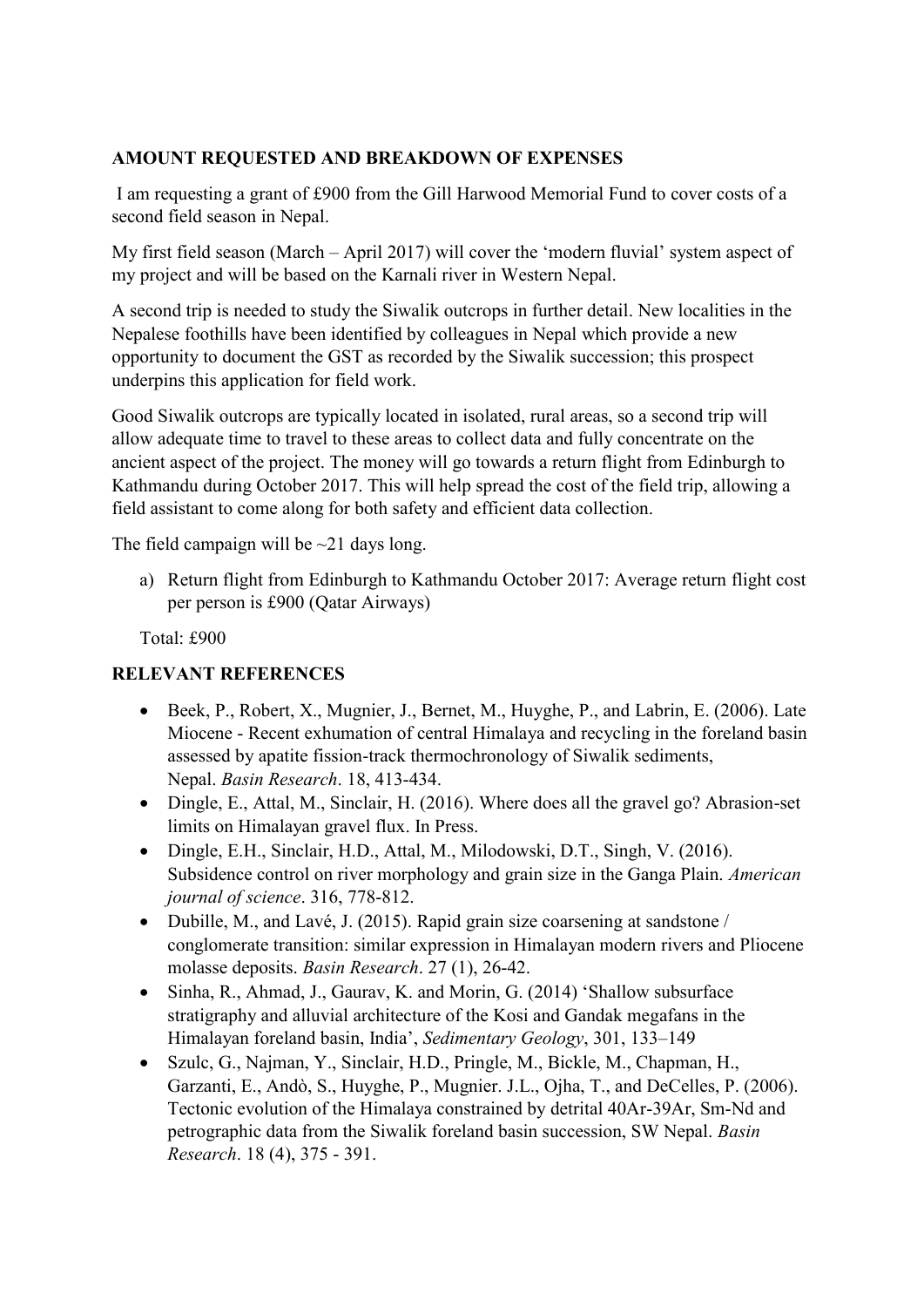## AMOUNT REQUESTED AND BREAKDOWN OF EXPENSES

I am requesting a grant of £900 from the Gill Harwood Memorial Fund to cover costs of a second field season in Nepal.

My first field season (March – April 2017) will cover the 'modern fluvial' system aspect of my project and will be based on the Karnali river in Western Nepal.

A second trip is needed to study the Siwalik outcrops in further detail. New localities in the Nepalese foothills have been identified by colleagues in Nepal which provide a new opportunity to document the GST as recorded by the Siwalik succession; this prospect underpins this application for field work.

Good Siwalik outcrops are typically located in isolated, rural areas, so a second trip will allow adequate time to travel to these areas to collect data and fully concentrate on the ancient aspect of the project. The money will go towards a return flight from Edinburgh to Kathmandu during October 2017. This will help spread the cost of the field trip, allowing a field assistant to come along for both safety and efficient data collection.

The field campaign will be ~21 days long.

a) Return flight from Edinburgh to Kathmandu October 2017: Average return flight cost per person is £900 (Qatar Airways)

Total: £900

## RELEVANT REFERENCES

- Beek, P., Robert, X., Mugnier, J., Bernet, M., Huyghe, P., and Labrin, E. (2006). Late Miocene - Recent exhumation of central Himalaya and recycling in the foreland basin assessed by apatite fission-track thermochronology of Siwalik sediments, Nepal. *Basin Research*. 18, 413-434.
- Dingle, E., Attal, M., Sinclair, H. (2016). Where does all the gravel go? Abrasion-set limits on Himalayan gravel flux. In Press.
- Dingle, E.H., Sinclair, H.D., Attal, M., Milodowski, D.T., Singh, V. (2016). Subsidence control on river morphology and grain size in the Ganga Plain. *American journal of science*. 316, 778-812.
- Dubille, M., and Lavé, J. (2015). Rapid grain size coarsening at sandstone / conglomerate transition: similar expression in Himalayan modern rivers and Pliocene molasse deposits. *Basin Research*. 27 (1), 26-42.
- Sinha, R., Ahmad, J., Gaurav, K. and Morin, G. (2014) 'Shallow subsurface stratigraphy and alluvial architecture of the Kosi and Gandak megafans in the Himalayan foreland basin, India', *Sedimentary Geology*, 301, 133–149
- Szulc, G., Najman, Y., Sinclair, H.D., Pringle, M., Bickle, M., Chapman, H., Garzanti, E., Andò, S., Huyghe, P., Mugnier. J.L., Ojha, T., and DeCelles, P. (2006). Tectonic evolution of the Himalaya constrained by detrital 40Ar-39Ar, Sm-Nd and petrographic data from the Siwalik foreland basin succession, SW Nepal. *Basin Research*. 18 (4), 375 - 391.